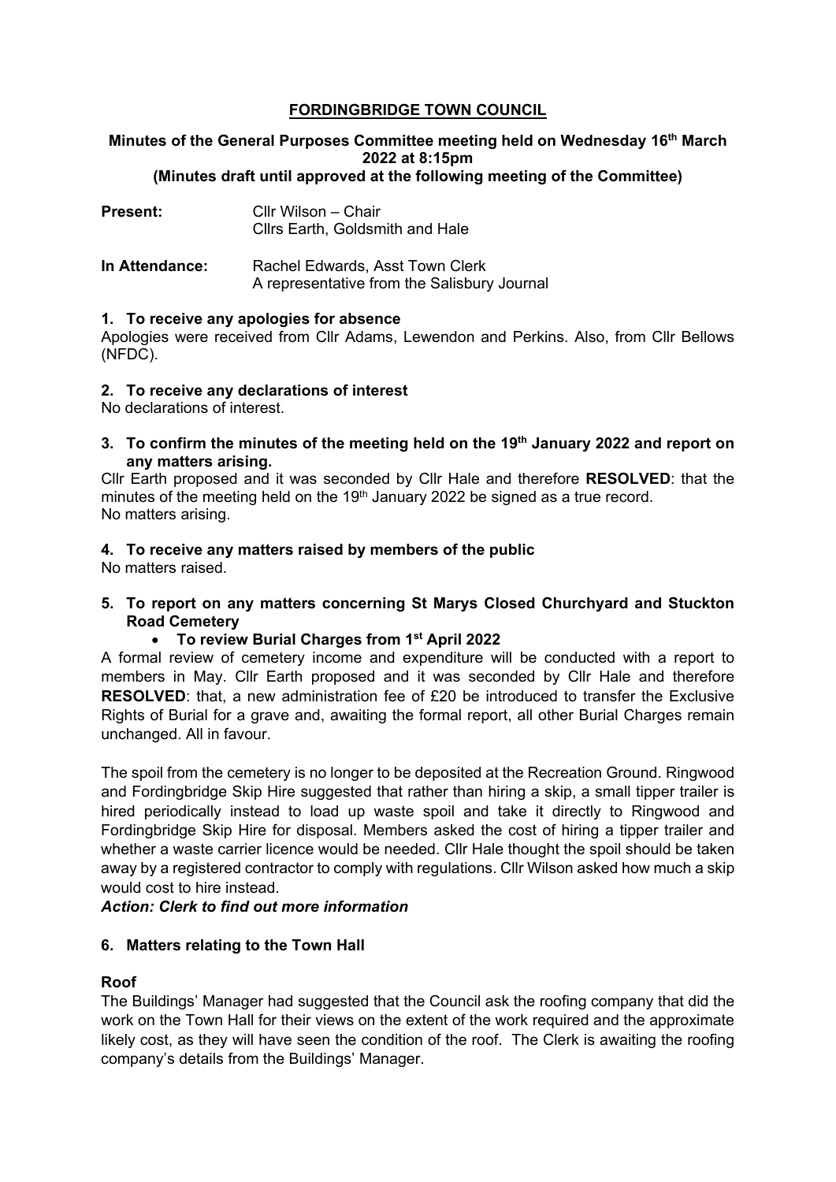# FORDINGBRIDGE TOWN COUNCIL

**Minutes of the General Purposes Committee meeting held on Wednesday 16th March 2022 at 8:15pm**
**(Minutes draft until approved at the following meeting of the Committee)**

**Present:** Cllr Wilson – Chair
Cllrs Earth, Goldsmith and Hale

**In Attendance:** Rachel Edwards, Asst Town Clerk
A representative from the Salisbury Journal

**1. To receive any apologies for absence**

Apologies were received from Cllr Adams, Lewendon and Perkins. Also, from Cllr Bellows (NFDC).

**2. To receive any declarations of interest**

No declarations of interest.

**3. To confirm the minutes of the meeting held on the 19th January 2022 and report on any matters arising.**

Cllr Earth proposed and it was seconded by Cllr Hale and therefore **RESOLVED**: that the minutes of the meeting held on the 19th January 2022 be signed as a true record.
No matters arising.

**4. To receive any matters raised by members of the public**

No matters raised.

**5. To report on any matters concerning St Marys Closed Churchyard and Stuckton Road Cemetery**

- **To review Burial Charges from 1st April 2022**

A formal review of cemetery income and expenditure will be conducted with a report to members in May. Cllr Earth proposed and it was seconded by Cllr Hale and therefore **RESOLVED**: that, a new administration fee of £20 be introduced to transfer the Exclusive Rights of Burial for a grave and, awaiting the formal report, all other Burial Charges remain unchanged. All in favour.

The spoil from the cemetery is no longer to be deposited at the Recreation Ground. Ringwood and Fordingbridge Skip Hire suggested that rather than hiring a skip, a small tipper trailer is hired periodically instead to load up waste spoil and take it directly to Ringwood and Fordingbridge Skip Hire for disposal. Members asked the cost of hiring a tipper trailer and whether a waste carrier licence would be needed. Cllr Hale thought the spoil should be taken away by a registered contractor to comply with regulations. Cllr Wilson asked how much a skip would cost to hire instead.

***Action: Clerk to find out more information***

**6. Matters relating to the Town Hall**

**Roof**

The Buildings' Manager had suggested that the Council ask the roofing company that did the work on the Town Hall for their views on the extent of the work required and the approximate likely cost, as they will have seen the condition of the roof. The Clerk is awaiting the roofing company's details from the Buildings' Manager.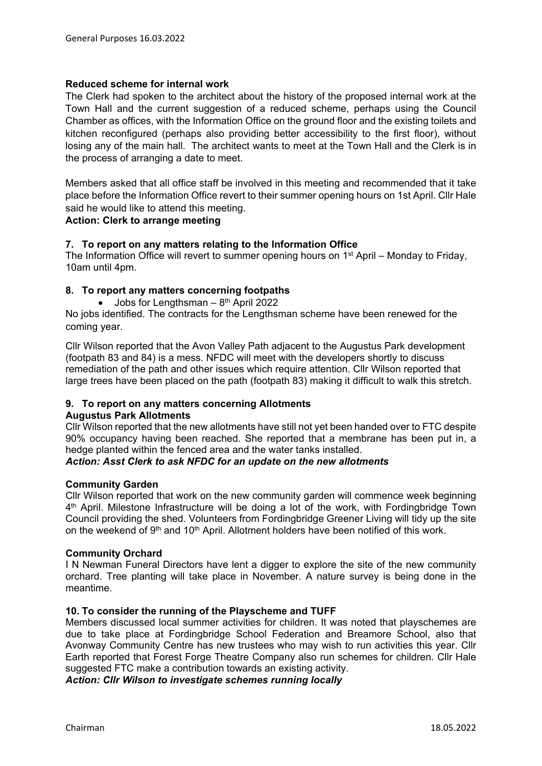**Reduced scheme for internal work**

The Clerk had spoken to the architect about the history of the proposed internal work at the Town Hall and the current suggestion of a reduced scheme, perhaps using the Council Chamber as offices, with the Information Office on the ground floor and the existing toilets and kitchen reconfigured (perhaps also providing better accessibility to the first floor), without losing any of the main hall. The architect wants to meet at the Town Hall and the Clerk is in the process of arranging a date to meet.

Members asked that all office staff be involved in this meeting and recommended that it take place before the Information Office revert to their summer opening hours on 1st April. Cllr Hale said he would like to attend this meeting.

**Action: Clerk to arrange meeting**

**7. To report on any matters relating to the Information Office**

The Information Office will revert to summer opening hours on 1st April – Monday to Friday, 10am until 4pm.

**8. To report any matters concerning footpaths**

- Jobs for Lengthsman – 8th April 2022

No jobs identified. The contracts for the Lengthsman scheme have been renewed for the coming year.

Cllr Wilson reported that the Avon Valley Path adjacent to the Augustus Park development (footpath 83 and 84) is a mess. NFDC will meet with the developers shortly to discuss remediation of the path and other issues which require attention. Cllr Wilson reported that large trees have been placed on the path (footpath 83) making it difficult to walk this stretch.

**9. To report on any matters concerning Allotments**

**Augustus Park Allotments**

Cllr Wilson reported that the new allotments have still not yet been handed over to FTC despite 90% occupancy having been reached. She reported that a membrane has been put in, a hedge planted within the fenced area and the water tanks installed.

***Action: Asst Clerk to ask NFDC for an update on the new allotments***

**Community Garden**

Cllr Wilson reported that work on the new community garden will commence week beginning 4th April. Milestone Infrastructure will be doing a lot of the work, with Fordingbridge Town Council providing the shed. Volunteers from Fordingbridge Greener Living will tidy up the site on the weekend of 9th and 10th April. Allotment holders have been notified of this work.

**Community Orchard**

I N Newman Funeral Directors have lent a digger to explore the site of the new community orchard. Tree planting will take place in November. A nature survey is being done in the meantime.

**10. To consider the running of the Playscheme and TUFF**

Members discussed local summer activities for children. It was noted that playschemes are due to take place at Fordingbridge School Federation and Breamore School, also that Avonway Community Centre has new trustees who may wish to run activities this year. Cllr Earth reported that Forest Forge Theatre Company also run schemes for children. Cllr Hale suggested FTC make a contribution towards an existing activity.

***Action: Cllr Wilson to investigate schemes running locally***

Chairman 18.05.2022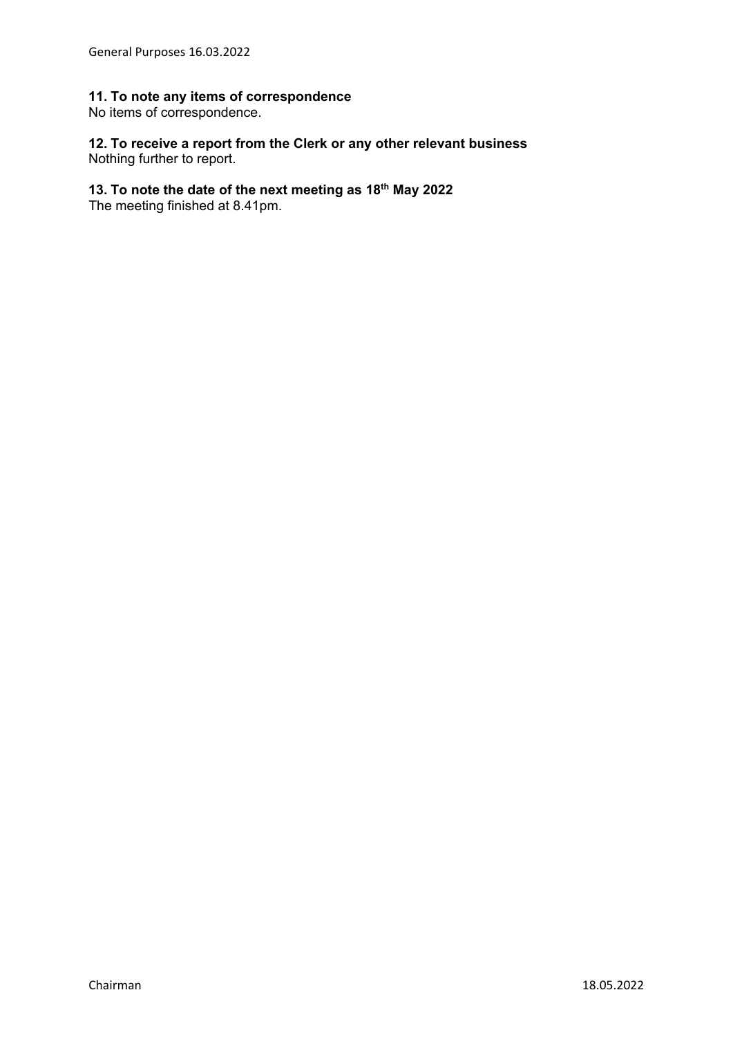**11. To note any items of correspondence**
No items of correspondence.

**12. To receive a report from the Clerk or any other relevant business**
Nothing further to report.

**13. To note the date of the next meeting as 18th May 2022**
The meeting finished at 8.41pm.

Chairman 18.05.2022